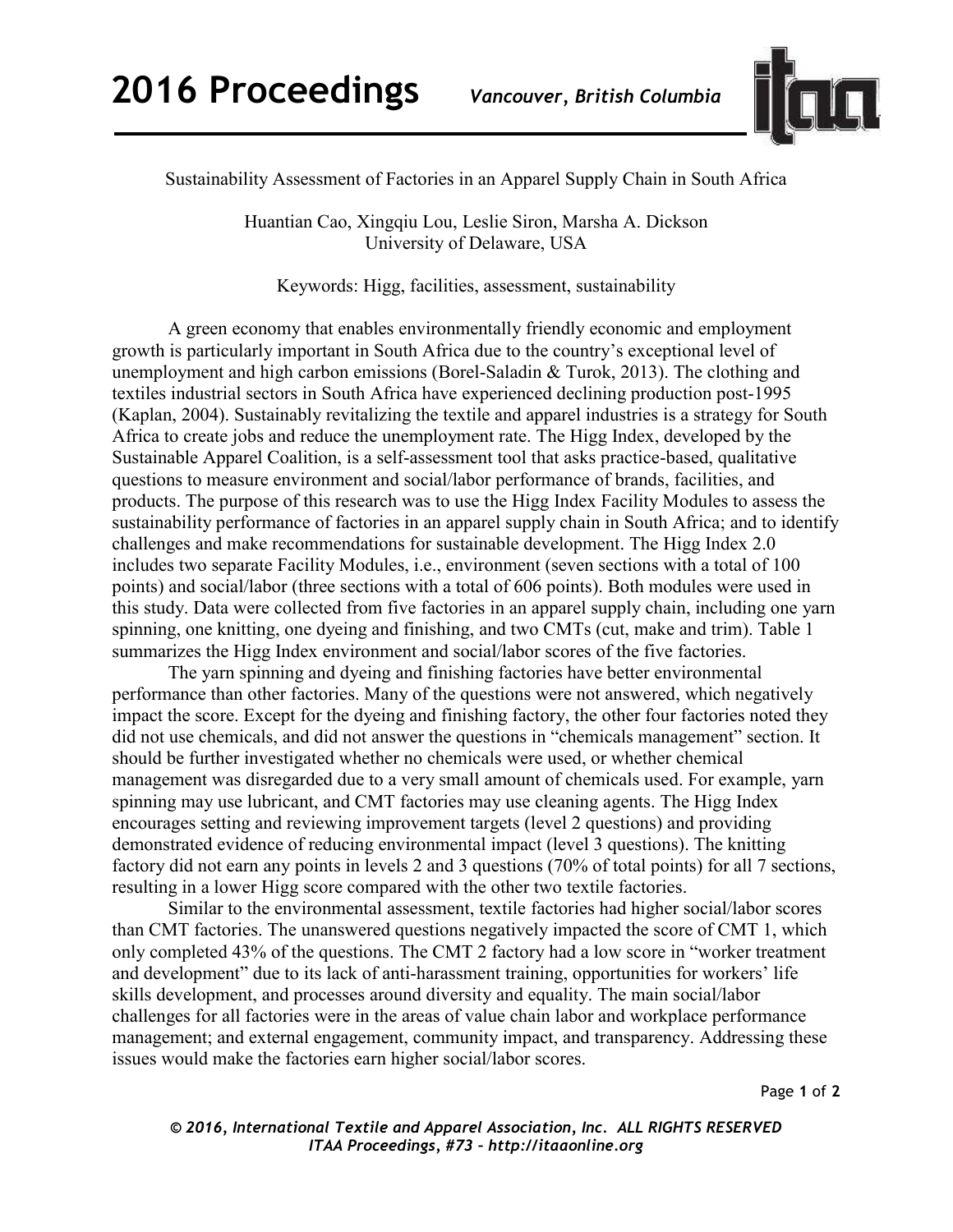# Sustainability Assessment of Factories in an Apparel Supply Chain in South Africa

Huantian Cao, Xingqiu Lou, Leslie Siron, Marsha A. Dickson
University of Delaware, USA

Keywords: Higg, facilities, assessment, sustainability

A green economy that enables environmentally friendly economic and employment growth is particularly important in South Africa due to the country's exceptional level of unemployment and high carbon emissions (Borel-Saladin & Turok, 2013). The clothing and textiles industrial sectors in South Africa have experienced declining production post-1995 (Kaplan, 2004). Sustainably revitalizing the textile and apparel industries is a strategy for South Africa to create jobs and reduce the unemployment rate. The Higg Index, developed by the Sustainable Apparel Coalition, is a self-assessment tool that asks practice-based, qualitative questions to measure environment and social/labor performance of brands, facilities, and products. The purpose of this research was to use the Higg Index Facility Modules to assess the sustainability performance of factories in an apparel supply chain in South Africa; and to identify challenges and make recommendations for sustainable development. The Higg Index 2.0 includes two separate Facility Modules, i.e., environment (seven sections with a total of 100 points) and social/labor (three sections with a total of 606 points). Both modules were used in this study. Data were collected from five factories in an apparel supply chain, including one yarn spinning, one knitting, one dyeing and finishing, and two CMTs (cut, make and trim). Table 1 summarizes the Higg Index environment and social/labor scores of the five factories.

The yarn spinning and dyeing and finishing factories have better environmental performance than other factories. Many of the questions were not answered, which negatively impact the score. Except for the dyeing and finishing factory, the other four factories noted they did not use chemicals, and did not answer the questions in "chemicals management" section. It should be further investigated whether no chemicals were used, or whether chemical management was disregarded due to a very small amount of chemicals used. For example, yarn spinning may use lubricant, and CMT factories may use cleaning agents. The Higg Index encourages setting and reviewing improvement targets (level 2 questions) and providing demonstrated evidence of reducing environmental impact (level 3 questions). The knitting factory did not earn any points in levels 2 and 3 questions (70% of total points) for all 7 sections, resulting in a lower Higg score compared with the other two textile factories.

Similar to the environmental assessment, textile factories had higher social/labor scores than CMT factories. The unanswered questions negatively impacted the score of CMT 1, which only completed 43% of the questions. The CMT 2 factory had a low score in "worker treatment and development" due to its lack of anti-harassment training, opportunities for workers' life skills development, and processes around diversity and equality. The main social/labor challenges for all factories were in the areas of value chain labor and workplace performance management; and external engagement, community impact, and transparency. Addressing these issues would make the factories earn higher social/labor scores.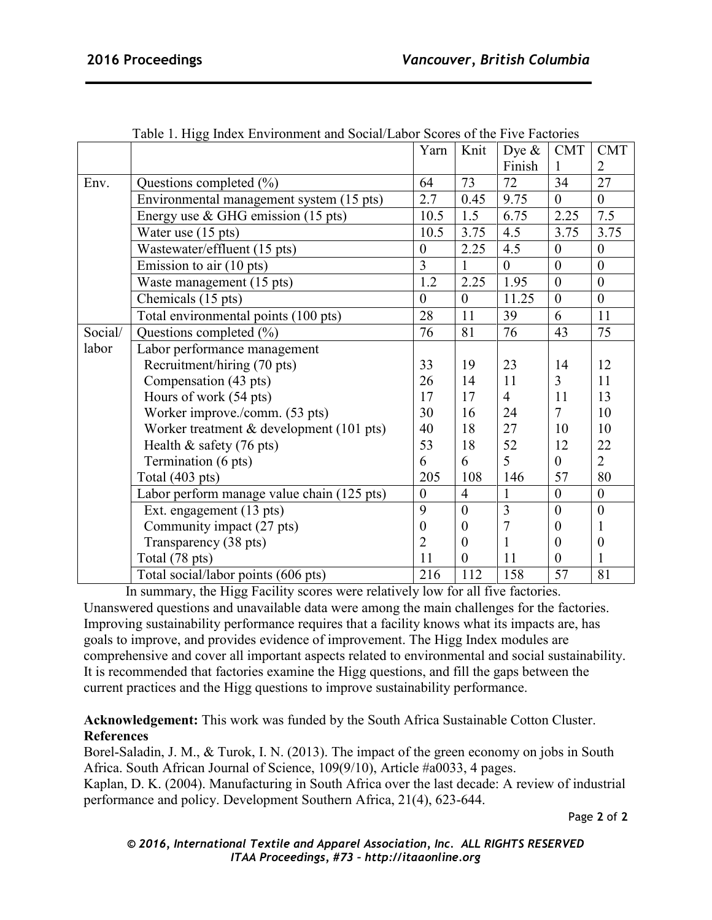Table 1. Higg Index Environment and Social/Labor Scores of the Five Factories

| | | Yarn | Knit | Dye & Finish | CMT 1 | CMT 2 |
|---|---|---|---|---|---|---|
| Env. | Questions completed (%) | 64 | 73 | 72 | 34 | 27 |
| | Environmental management system (15 pts) | 2.7 | 0.45 | 9.75 | 0 | 0 |
| | Energy use & GHG emission (15 pts) | 10.5 | 1.5 | 6.75 | 2.25 | 7.5 |
| | Water use (15 pts) | 10.5 | 3.75 | 4.5 | 3.75 | 3.75 |
| | Wastewater/effluent (15 pts) | 0 | 2.25 | 4.5 | 0 | 0 |
| | Emission to air (10 pts) | 3 | 1 | 0 | 0 | 0 |
| | Waste management (15 pts) | 1.2 | 2.25 | 1.95 | 0 | 0 |
| | Chemicals (15 pts) | 0 | 0 | 11.25 | 0 | 0 |
| | Total environmental points (100 pts) | 28 | 11 | 39 | 6 | 11 |
| Social/labor | Questions completed (%) | 76 | 81 | 76 | 43 | 75 |
| | Labor performance management | | | | | |
| | Recruitment/hiring (70 pts) | 33 | 19 | 23 | 14 | 12 |
| | Compensation (43 pts) | 26 | 14 | 11 | 3 | 11 |
| | Hours of work (54 pts) | 17 | 17 | 4 | 11 | 13 |
| | Worker improve./comm. (53 pts) | 30 | 16 | 24 | 7 | 10 |
| | Worker treatment & development (101 pts) | 40 | 18 | 27 | 10 | 10 |
| | Health & safety (76 pts) | 53 | 18 | 52 | 12 | 22 |
| | Termination (6 pts) | 6 | 6 | 5 | 0 | 2 |
| | Total (403 pts) | 205 | 108 | 146 | 57 | 80 |
| | Labor perform manage value chain (125 pts) | 0 | 4 | 1 | 0 | 0 |
| | Ext. engagement (13 pts) | 9 | 0 | 3 | 0 | 0 |
| | Community impact (27 pts) | 0 | 0 | 7 | 0 | 1 |
| | Transparency (38 pts) | 2 | 0 | 1 | 0 | 0 |
| | Total (78 pts) | 11 | 0 | 11 | 0 | 1 |
| | Total social/labor points (606 pts) | 216 | 112 | 158 | 57 | 81 |

In summary, the Higg Facility scores were relatively low for all five factories. Unanswered questions and unavailable data were among the main challenges for the factories. Improving sustainability performance requires that a facility knows what its impacts are, has goals to improve, and provides evidence of improvement. The Higg Index modules are comprehensive and cover all important aspects related to environmental and social sustainability. It is recommended that factories examine the Higg questions, and fill the gaps between the current practices and the Higg questions to improve sustainability performance.

**Acknowledgement:** This work was funded by the South Africa Sustainable Cotton Cluster.

**References**

Borel-Saladin, J. M., & Turok, I. N. (2013). The impact of the green economy on jobs in South Africa. South African Journal of Science, 109(9/10), Article #a0033, 4 pages.

Kaplan, D. K. (2004). Manufacturing in South Africa over the last decade: A review of industrial performance and policy. Development Southern Africa, 21(4), 623-644.